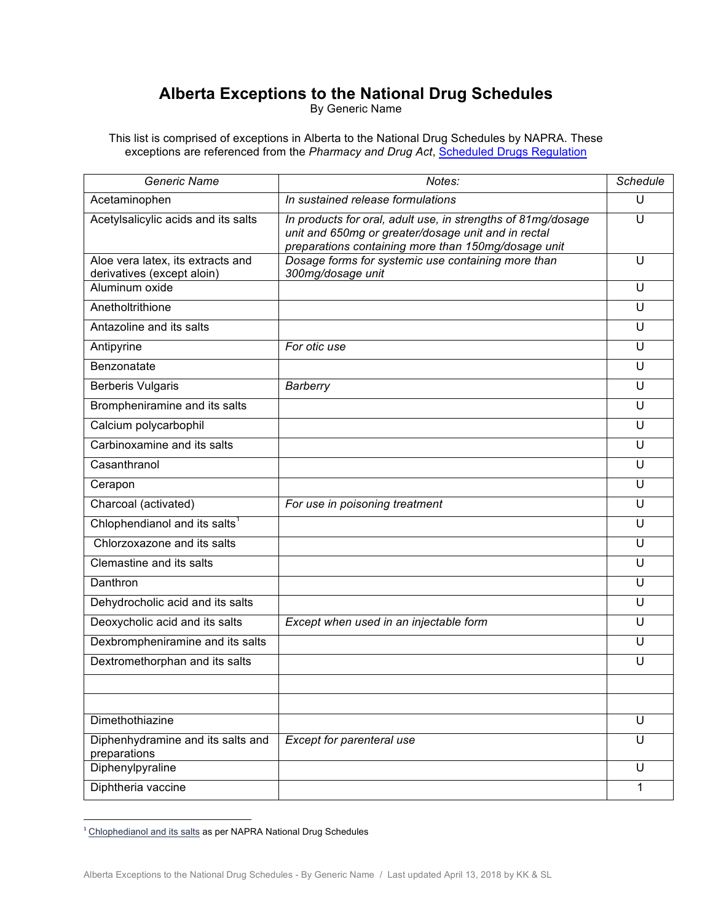# Alberta Exceptions to the National Drug Schedules

By Generic Name

This list is comprised of exceptions in Alberta to the National Drug Schedules by NAPRA. These exceptions are referenced from the *Pharmacy and Drug Act*, [Scheduled Drugs Regulation](#)

| Generic Name | Notes: | Schedule |
|---|---|---|
| Acetaminophen | *In sustained release formulations* | U |
| Acetylsalicylic acids and its salts | *In products for oral, adult use, in strengths of 81mg/dosage unit and 650mg or greater/dosage unit and in rectal preparations containing more than 150mg/dosage unit* | U |
| Aloe vera latex, its extracts and derivatives (except aloin) | *Dosage forms for systemic use containing more than 300mg/dosage unit* | U |
| Aluminum oxide | | U |
| Anetholtrithione | | U |
| Antazoline and its salts | | U |
| Antipyrine | *For otic use* | U |
| Benzonatate | | U |
| Berberis Vulgaris | *Barberry* | U |
| Brompheniramine and its salts | | U |
| Calcium polycarbophil | | U |
| Carbinoxamine and its salts | | U |
| Casanthranol | | U |
| Cerapon | | U |
| Charcoal (activated) | *For use in poisoning treatment* | U |
| Chlophendianol and its salts[1] | | U |
| Chlorzoxazone and its salts | | U |
| Clemastine and its salts | | U |
| Danthron | | U |
| Dehydrocholic acid and its salts | | U |
| Deoxycholic acid and its salts | *Except when used in an injectable form* | U |
| Dexbrompheniramine and its salts | | U |
| Dextromethorphan and its salts | | U |
| | | |
| | | |
| Dimethothiazine | | U |
| Diphenhydramine and its salts and preparations | *Except for parenteral use* | U |
| Diphenylpyraline | | U |
| Diphtheria vaccine | | 1 |

[1] [Chlophedianol and its salts](#) as per NAPRA National Drug Schedules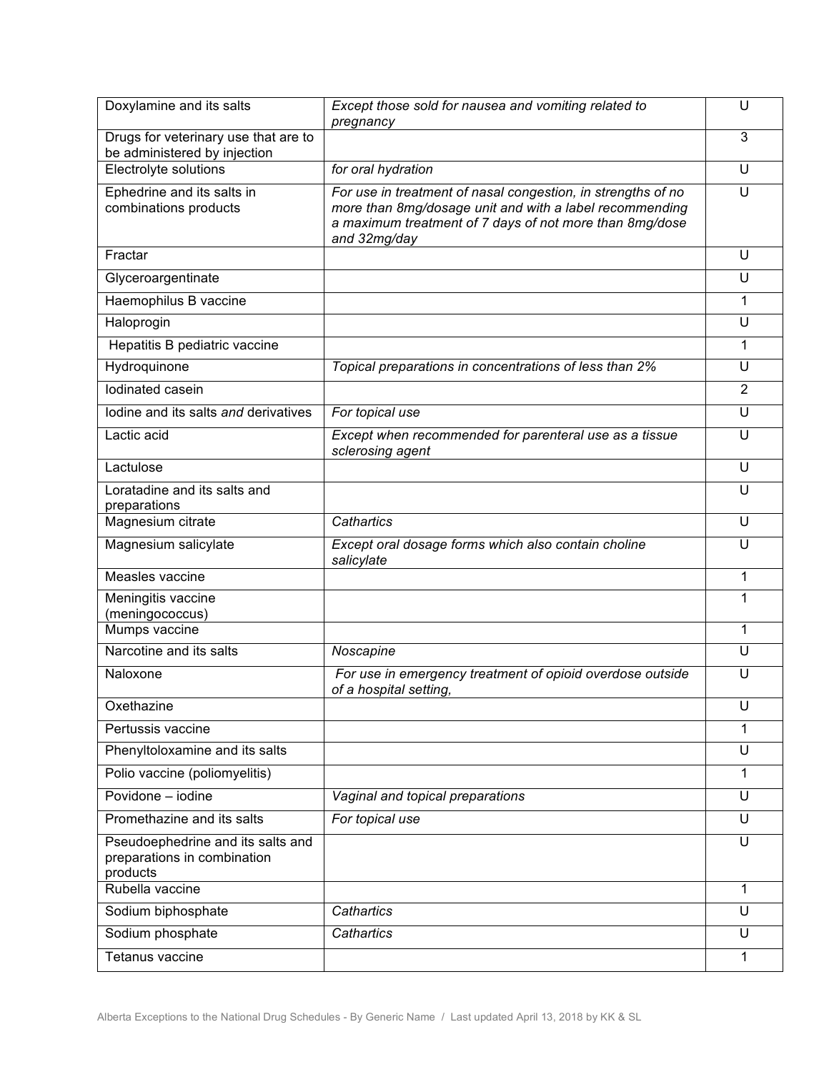| | | |
|---|---|---|
| Doxylamine and its salts | *Except those sold for nausea and vomiting related to pregnancy* | U |
| Drugs for veterinary use that are to be administered by injection | | 3 |
| Electrolyte solutions | *for oral hydration* | U |
| Ephedrine and its salts in combinations products | *For use in treatment of nasal congestion, in strengths of no more than 8mg/dosage unit and with a label recommending a maximum treatment of 7 days of not more than 8mg/dose and 32mg/day* | U |
| Fractar | | U |
| Glyceroargentinate | | U |
| Haemophilus B vaccine | | 1 |
| Haloprogin | | U |
| Hepatitis B pediatric vaccine | | 1 |
| Hydroquinone | *Topical preparations in concentrations of less than 2%* | U |
| Iodinated casein | | 2 |
| Iodine and its salts *and* derivatives | *For topical use* | U |
| Lactic acid | *Except when recommended for parenteral use as a tissue sclerosing agent* | U |
| Lactulose | | U |
| Loratadine and its salts and preparations | | U |
| Magnesium citrate | *Cathartics* | U |
| Magnesium salicylate | *Except oral dosage forms which also contain choline salicylate* | U |
| Measles vaccine | | 1 |
| Meningitis vaccine (meningococcus) | | 1 |
| Mumps vaccine | | 1 |
| Narcotine and its salts | *Noscapine* | U |
| Naloxone | *For use in emergency treatment of opioid overdose outside of a hospital setting,* | U |
| Oxethazine | | U |
| Pertussis vaccine | | 1 |
| Phenyltoloxamine and its salts | | U |
| Polio vaccine (poliomyelitis) | | 1 |
| Povidone – iodine | *Vaginal and topical preparations* | U |
| Promethazine and its salts | *For topical use* | U |
| Pseudoephedrine and its salts and preparations in combination products | | U |
| Rubella vaccine | | 1 |
| Sodium biphosphate | *Cathartics* | U |
| Sodium phosphate | *Cathartics* | U |
| Tetanus vaccine | | 1 |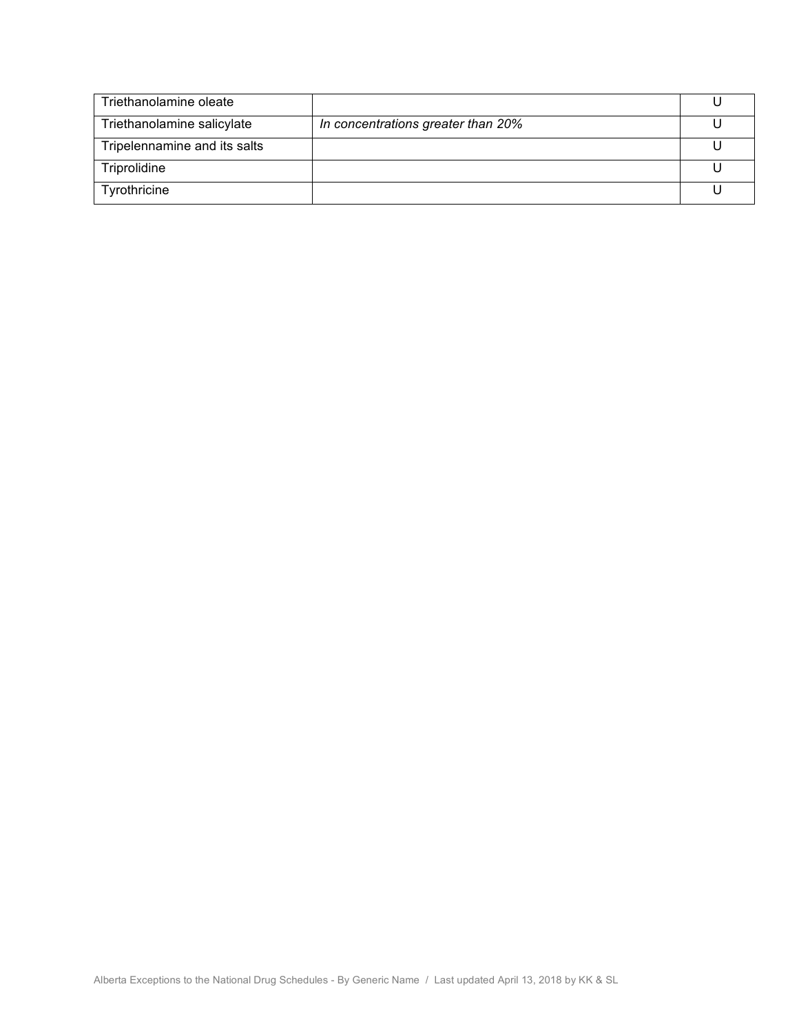| | | |
|---|---|---|
| Triethanolamine oleate | | U |
| Triethanolamine salicylate | *In concentrations greater than 20%* | U |
| Tripelennamine and its salts | | U |
| Triprolidine | | U |
| Tyrothricine | | U |